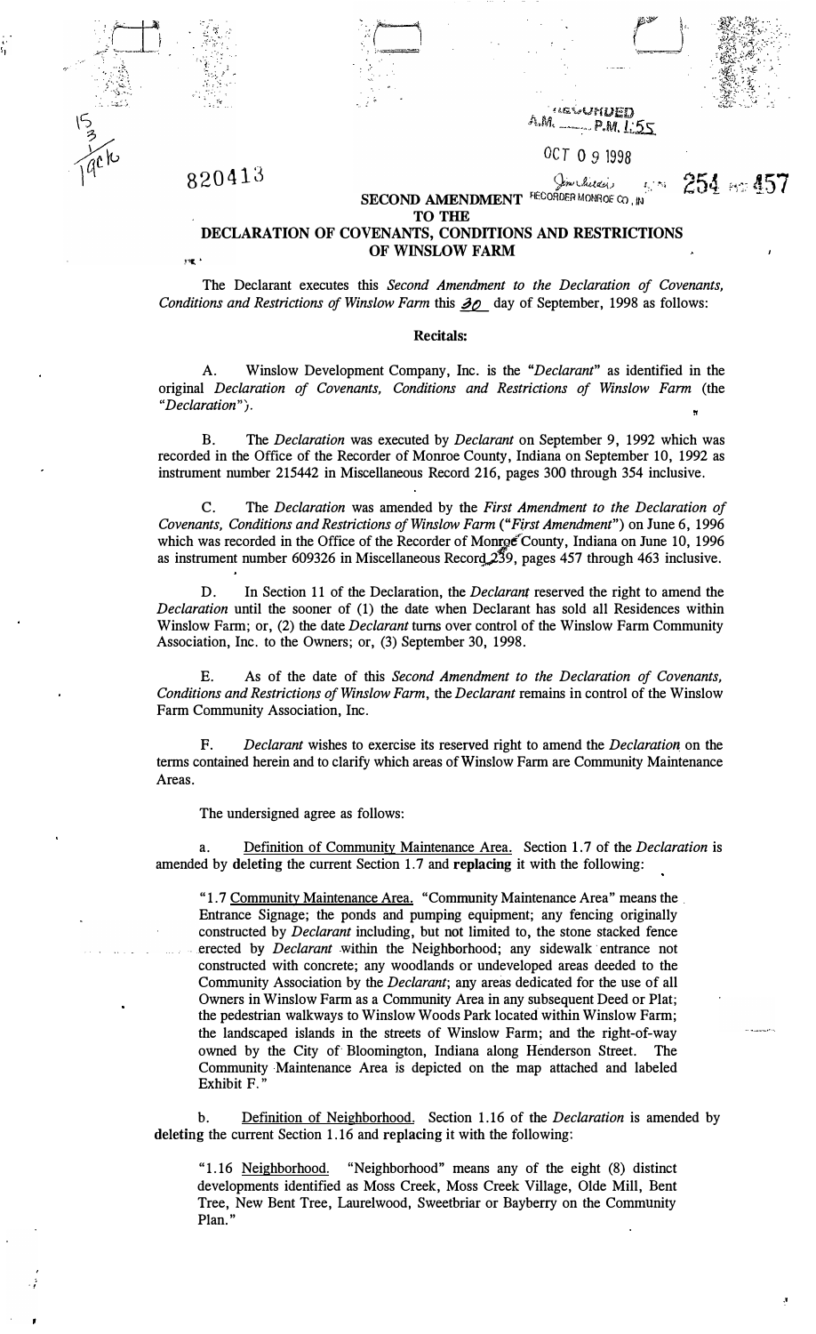820413

RECORDED
A.M. ____ P.M. 1:55

OCT 09 1998

254 PG 457

RECORDER MONROE CO, IN

**SECOND AMENDMENT**
**TO THE**
**DECLARATION OF COVENANTS, CONDITIONS AND RESTRICTIONS**
**OF WINSLOW FARM**

The Declarant executes this *Second Amendment to the Declaration of Covenants, Conditions and Restrictions of Winslow Farm* this 30 day of September, 1998 as follows:

**Recitals:**

A. Winslow Development Company, Inc. is the "*Declarant*" as identified in the original *Declaration of Covenants, Conditions and Restrictions of Winslow Farm* (the "*Declaration*").

B. The *Declaration* was executed by *Declarant* on September 9, 1992 which was recorded in the Office of the Recorder of Monroe County, Indiana on September 10, 1992 as instrument number 215442 in Miscellaneous Record 216, pages 300 through 354 inclusive.

C. The *Declaration* was amended by the *First Amendment to the Declaration of Covenants, Conditions and Restrictions of Winslow Farm* ("*First Amendment*") on June 6, 1996 which was recorded in the Office of the Recorder of Monroe County, Indiana on June 10, 1996 as instrument number 609326 in Miscellaneous Record 239, pages 457 through 463 inclusive.

D. In Section 11 of the Declaration, the *Declarant* reserved the right to amend the *Declaration* until the sooner of (1) the date when Declarant has sold all Residences within Winslow Farm; or, (2) the date *Declarant* turns over control of the Winslow Farm Community Association, Inc. to the Owners; or, (3) September 30, 1998.

E. As of the date of this *Second Amendment to the Declaration of Covenants, Conditions and Restrictions of Winslow Farm*, the *Declarant* remains in control of the Winslow Farm Community Association, Inc.

F. *Declarant* wishes to exercise its reserved right to amend the *Declaration* on the terms contained herein and to clarify which areas of Winslow Farm are Community Maintenance Areas.

The undersigned agree as follows:

a. Definition of Community Maintenance Area. Section 1.7 of the *Declaration* is amended by **deleting** the current Section 1.7 and **replacing** it with the following:

> "1.7 Community Maintenance Area. "Community Maintenance Area" means the Entrance Signage; the ponds and pumping equipment; any fencing originally constructed by *Declarant* including, but not limited to, the stone stacked fence erected by *Declarant* within the Neighborhood; any sidewalk entrance not constructed with concrete; any woodlands or undeveloped areas deeded to the Community Association by the *Declarant*; any areas dedicated for the use of all Owners in Winslow Farm as a Community Area in any subsequent Deed or Plat; the pedestrian walkways to Winslow Woods Park located within Winslow Farm; the landscaped islands in the streets of Winslow Farm; and the right-of-way owned by the City of Bloomington, Indiana along Henderson Street. The Community Maintenance Area is depicted on the map attached and labeled Exhibit F."

b. Definition of Neighborhood. Section 1.16 of the *Declaration* is amended by **deleting** the current Section 1.16 and **replacing** it with the following:

> "1.16 Neighborhood. "Neighborhood" means any of the eight (8) distinct developments identified as Moss Creek, Moss Creek Village, Olde Mill, Bent Tree, New Bent Tree, Laurelwood, Sweetbriar or Bayberry on the Community Plan."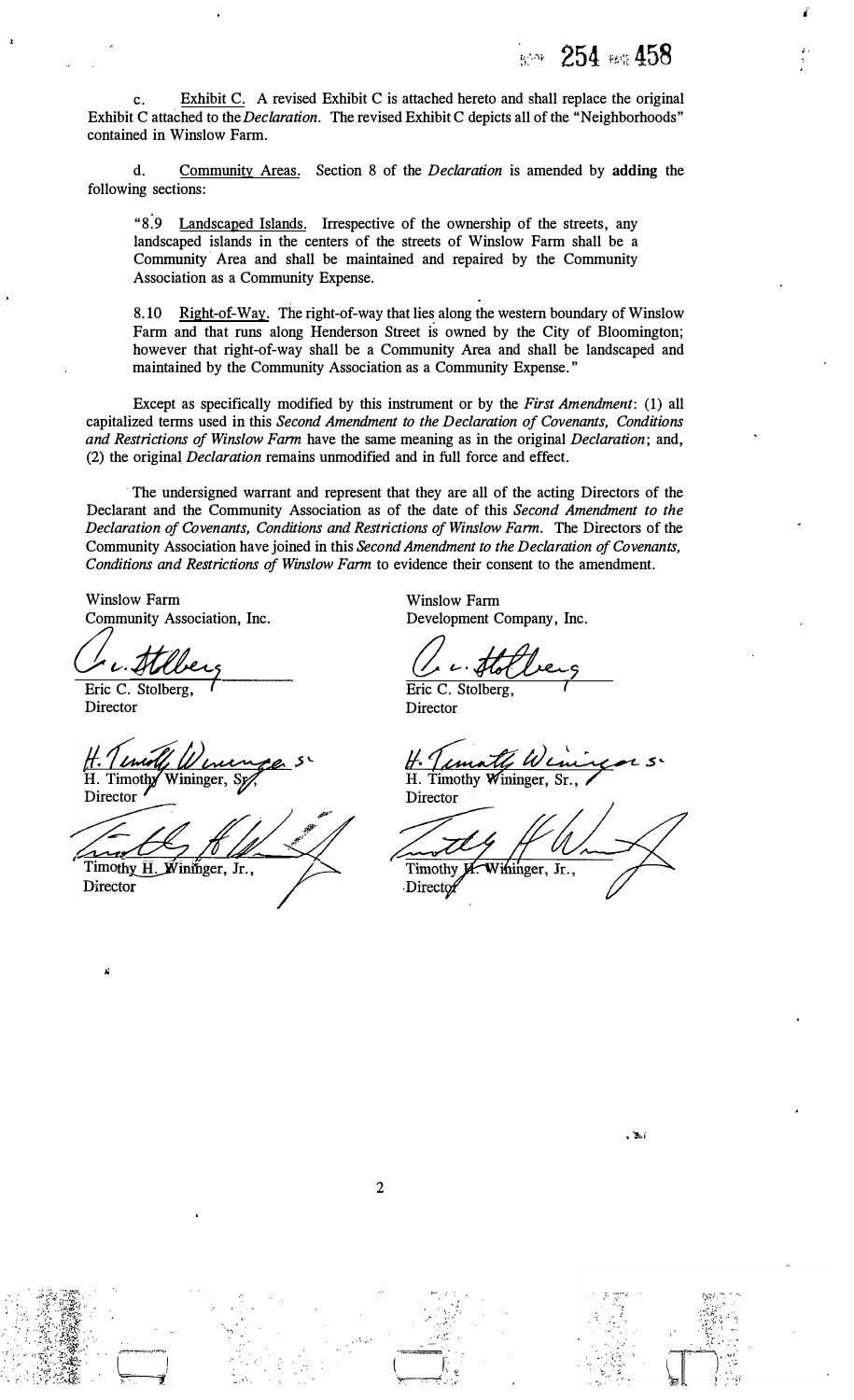c. Exhibit C. A revised Exhibit C is attached hereto and shall replace the original Exhibit C attached to the *Declaration*. The revised Exhibit C depicts all of the "Neighborhoods" contained in Winslow Farm.

d. Community Areas. Section 8 of the *Declaration* is amended by **adding** the following sections:

> "8.9 Landscaped Islands. Irrespective of the ownership of the streets, any landscaped islands in the centers of the streets of Winslow Farm shall be a Community Area and shall be maintained and repaired by the Community Association as a Community Expense.
>
> 8.10 Right-of-Way. The right-of-way that lies along the western boundary of Winslow Farm and that runs along Henderson Street is owned by the City of Bloomington; however that right-of-way shall be a Community Area and shall be landscaped and maintained by the Community Association as a Community Expense."

Except as specifically modified by this instrument or by the *First Amendment*: (1) all capitalized terms used in this *Second Amendment to the Declaration of Covenants, Conditions and Restrictions of Winslow Farm* have the same meaning as in the original *Declaration*; and, (2) the original *Declaration* remains unmodified and in full force and effect.

The undersigned warrant and represent that they are all of the acting Directors of the Declarant and the Community Association as of the date of this *Second Amendment to the Declaration of Covenants, Conditions and Restrictions of Winslow Farm*. The Directors of the Community Association have joined in this *Second Amendment to the Declaration of Covenants, Conditions and Restrictions of Winslow Farm* to evidence their consent to the amendment.

Winslow Farm
Community Association, Inc.

Eric C. Stolberg,
Director

H. Timothy Wininger, Sr.,
Director

Timothy H. Wininger, Jr.,
Director

Winslow Farm
Development Company, Inc.

Eric C. Stolberg,
Director

H. Timothy Wininger, Sr.,
Director

Timothy H. Wininger, Jr.,
Director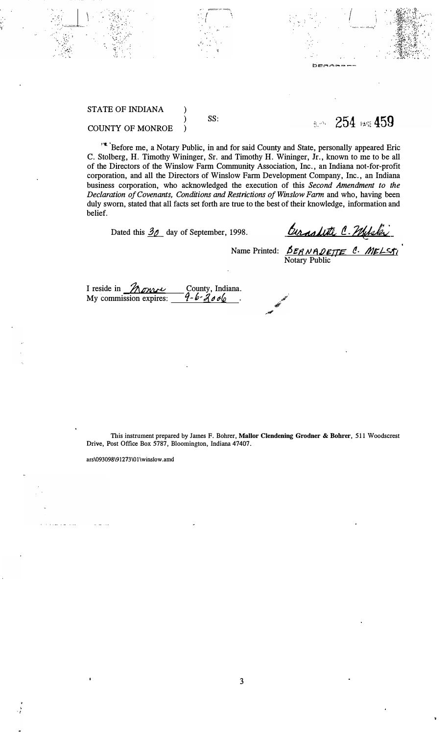STATE OF INDIANA )
) SS:
COUNTY OF MONROE )

254 PAGE 459

Before me, a Notary Public, in and for said County and State, personally appeared Eric C. Stolberg, H. Timothy Wininger, Sr. and Timothy H. Wininger, Jr., known to me to be all of the Directors of the Winslow Farm Community Association, Inc., an Indiana not-for-profit corporation, and all the Directors of Winslow Farm Development Company, Inc., an Indiana business corporation, who acknowledged the execution of this *Second Amendment to the Declaration of Covenants, Conditions and Restrictions of Winslow Farm* and who, having been duly sworn, stated that all facts set forth are true to the best of their knowledge, information and belief.

Dated this 30 day of September, 1998.

Bernadette C. Melski

Name Printed: BERNADETTE C. MELSKI
Notary Public

I reside in Monroe County, Indiana.
My commission expires: 9-6-2006.

This instrument prepared by James F. Bohrer, **Mallor Clendening Grodner & Bohrer**, 511 Woodscrest Drive, Post Office Box 5787, Bloomington, Indiana 47407.

ars\093098\91273\01\winslow.amd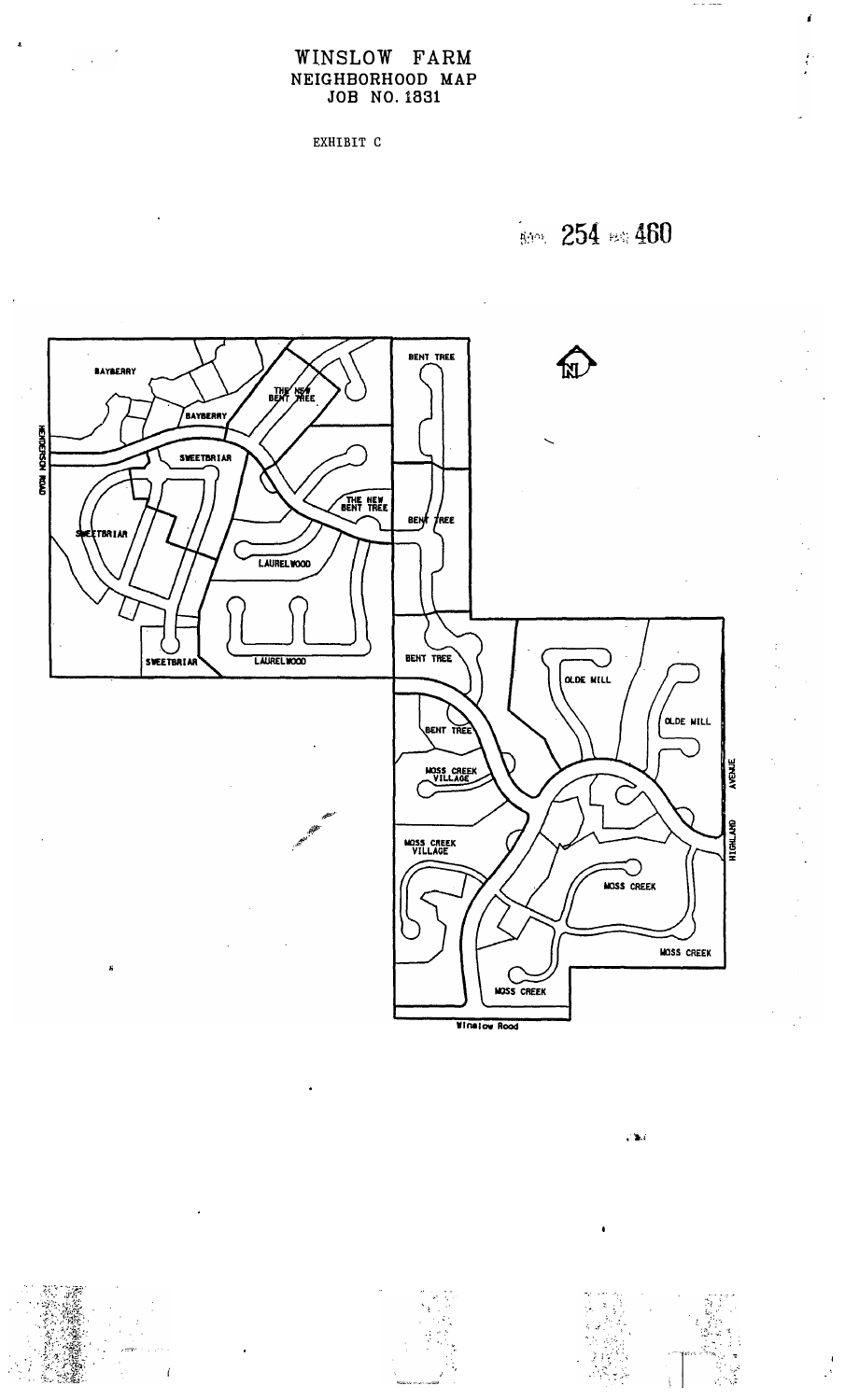# WINSLOW FARM
## NEIGHBORHOOD MAP
### JOB NO. 1831

EXHIBIT C

BOOK 254 PAGE 460

BAYBERRY

BAYBERRY

THE NEW BENT TREE

BENT TREE

HENDERSON ROAD

SWEETBRIAR

THE NEW BENT TREE

SWEETBRIAR

BENT TREE

LAURELWOOD

SWEETBRIAR

LAURELWOOD

BENT TREE

OLDE MILL

OLDE MILL

BENT TREE

MOSS CREEK VILLAGE

HIGHLAND AVENUE

MOSS CREEK VILLAGE

MOSS CREEK

MOSS CREEK

MOSS CREEK

Winslow Road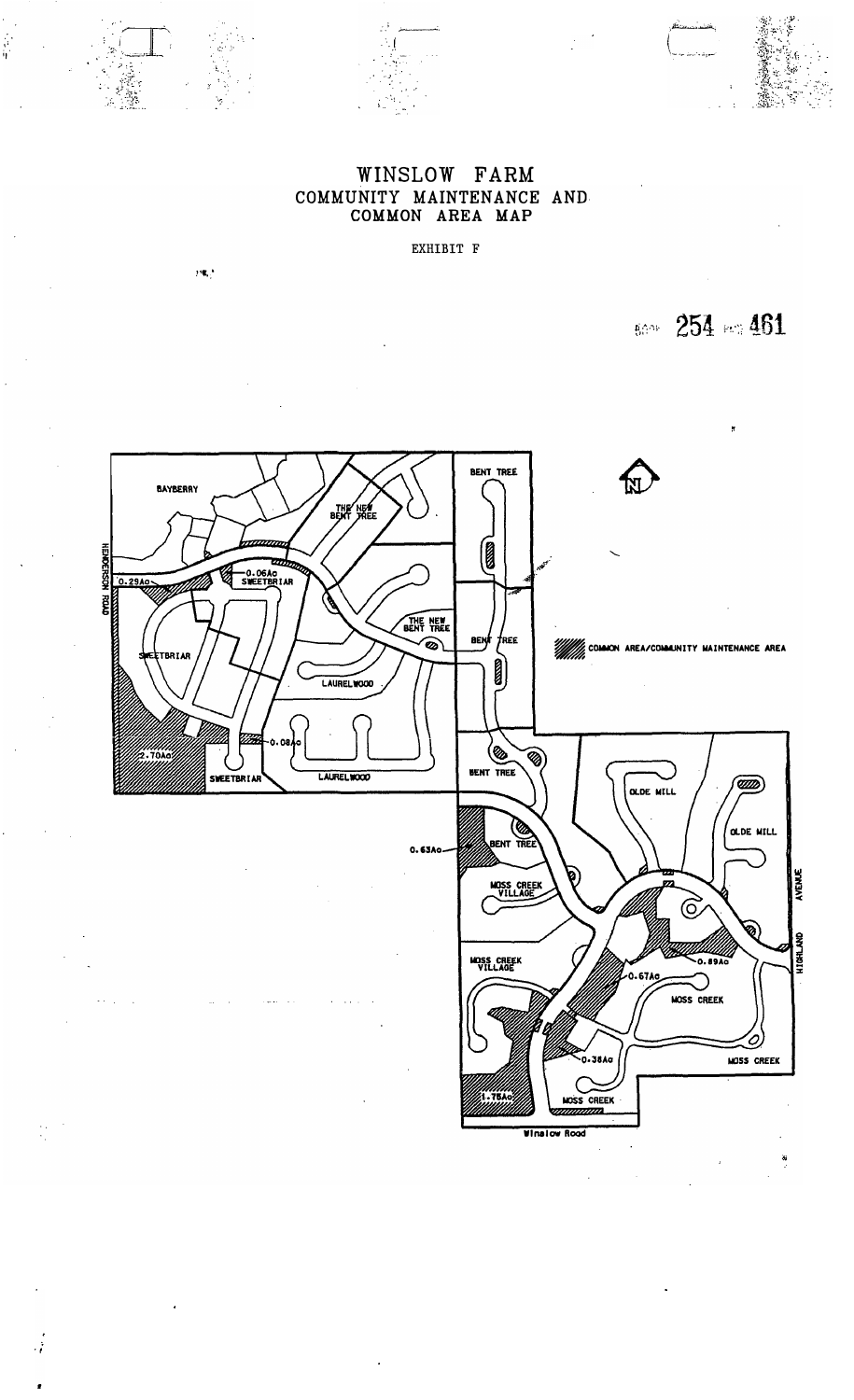# WINSLOW FARM
## COMMUNITY MAINTENANCE AND COMMON AREA MAP

EXHIBIT F

BOOK 254 PAGE 461

BAYBERRY

THE NEW BENT TREE

BENT TREE

HENDERSON ROAD

0.29Ac

0.06Ac SWEETBRIAR

THE NEW BENT TREE

BENT TREE

COMMON AREA/COMMUNITY MAINTENANCE AREA

SWEETBRIAR

LAURELWOOD

2.70Ac

0.08Ac

SWEETBRIAR

LAURELWOOD

BENT TREE

OLDE MILL

OLDE MILL

0.63Ac

BENT TREE

MOSS CREEK VILLAGE

HIGHLAND AVENUE

0.89Ac

MOSS CREEK VILLAGE

0.67Ac

MOSS CREEK

MOSS CREEK

0.38Ac

1.75Ac

MOSS CREEK

Winslow Road